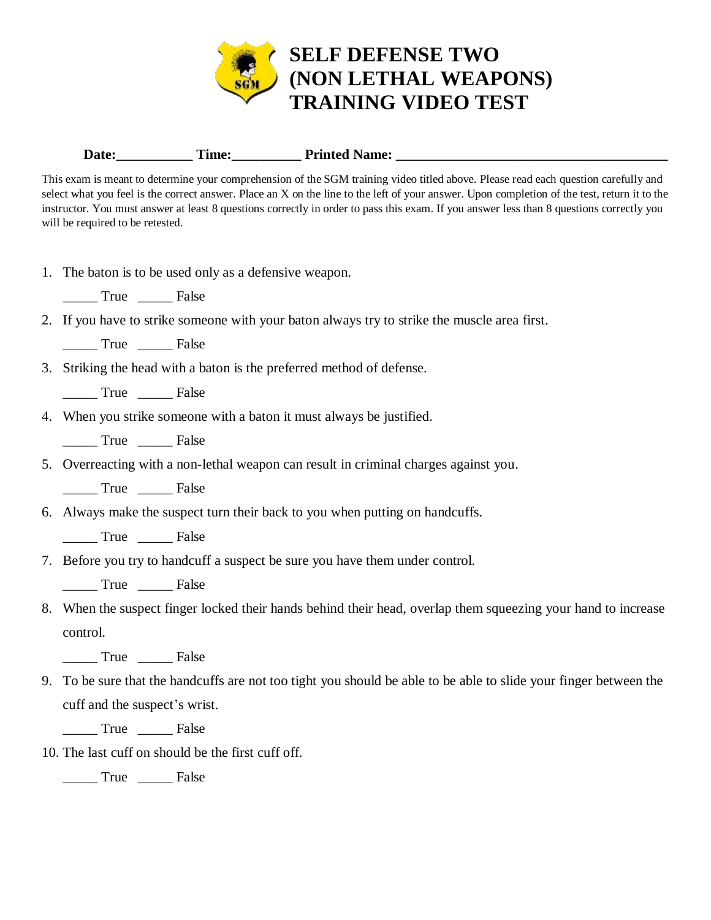# SELF DEFENSE TWO (NON LETHAL WEAPONS) TRAINING VIDEO TEST

**Date:**___________ **Time:**__________ **Printed Name:** ________________________________________

This exam is meant to determine your comprehension of the SGM training video titled above. Please read each question carefully and select what you feel is the correct answer. Place an X on the line to the left of your answer. Upon completion of the test, return it to the instructor. You must answer at least 8 questions correctly in order to pass this exam. If you answer less than 8 questions correctly you will be required to be retested.

1. The baton is to be used only as a defensive weapon.

   _____ True _____ False

2. If you have to strike someone with your baton always try to strike the muscle area first.

   _____ True _____ False

3. Striking the head with a baton is the preferred method of defense.

   _____ True _____ False

4. When you strike someone with a baton it must always be justified.

   _____ True _____ False

5. Overreacting with a non-lethal weapon can result in criminal charges against you.

   _____ True _____ False

6. Always make the suspect turn their back to you when putting on handcuffs.

   _____ True _____ False

7. Before you try to handcuff a suspect be sure you have them under control.

   _____ True _____ False

8. When the suspect finger locked their hands behind their head, overlap them squeezing your hand to increase control.

   _____ True _____ False

9. To be sure that the handcuffs are not too tight you should be able to be able to slide your finger between the cuff and the suspect's wrist.

   _____ True _____ False

10. The last cuff on should be the first cuff off.

    _____ True _____ False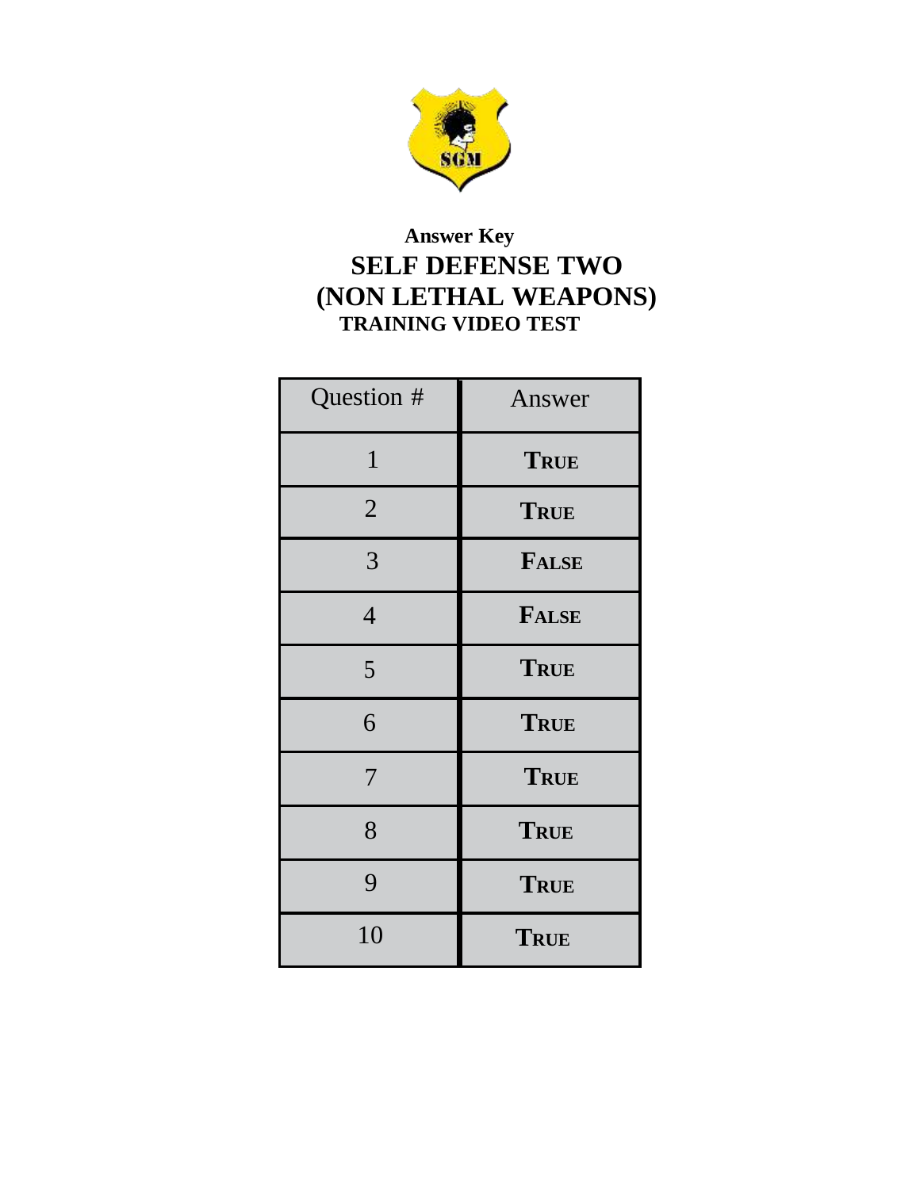**Answer Key**

# SELF DEFENSE TWO (NON LETHAL WEAPONS)

**TRAINING VIDEO TEST**

| Question # | Answer |
|---|---|
| 1 | **TRUE** |
| 2 | **TRUE** |
| 3 | **FALSE** |
| 4 | **FALSE** |
| 5 | **TRUE** |
| 6 | **TRUE** |
| 7 | **TRUE** |
| 8 | **TRUE** |
| 9 | **TRUE** |
| 10 | **TRUE** |